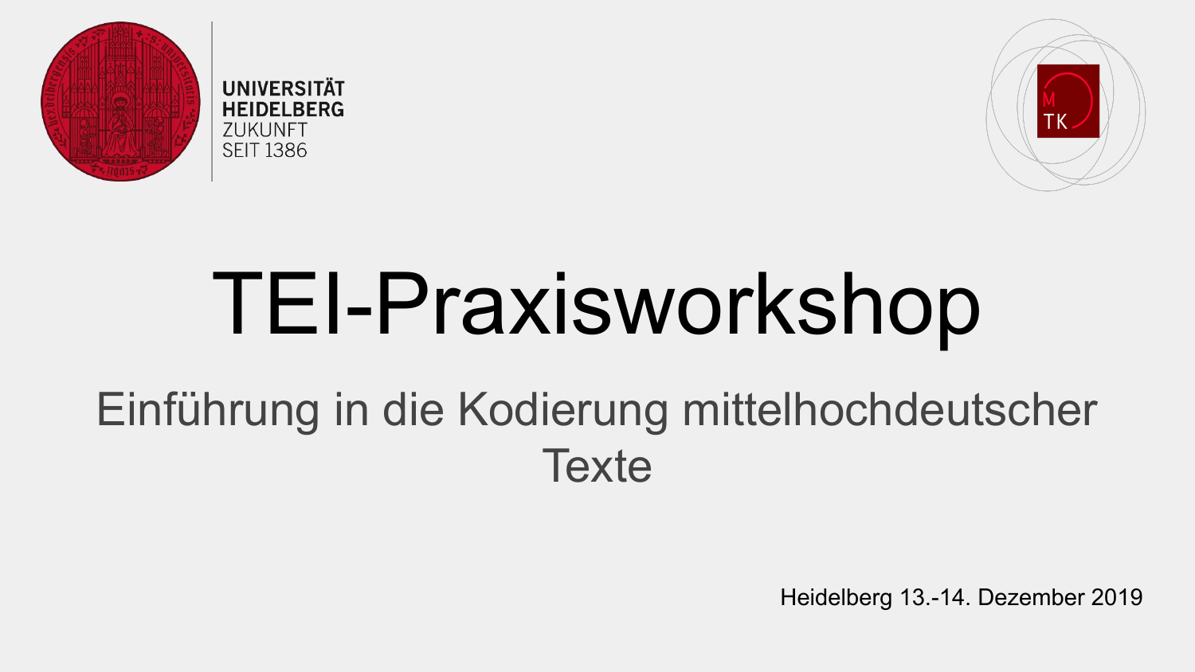UNIVERSITÄT HEIDELBERG
ZUKUNFT SEIT 1386

# TEI-Praxisworkshop

## Einführung in die Kodierung mittelhochdeutscher Texte

Heidelberg 13.-14. Dezember 2019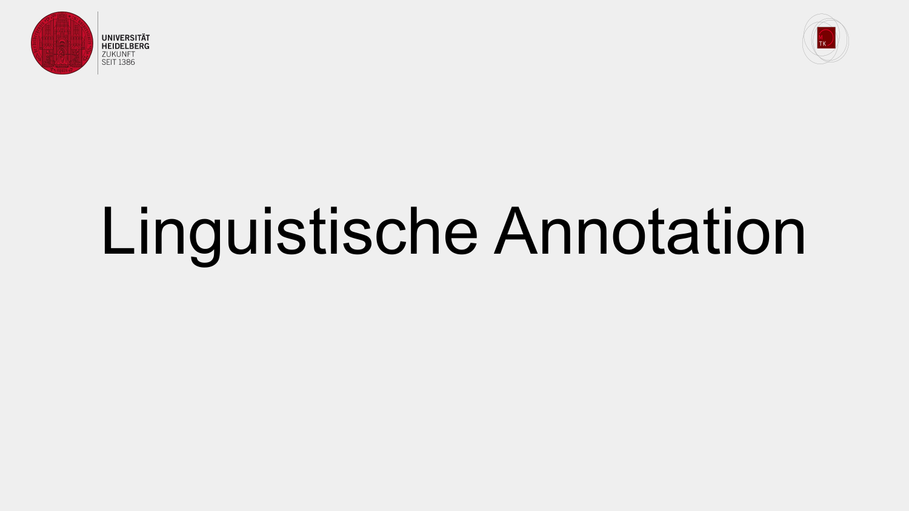# Linguistische Annotation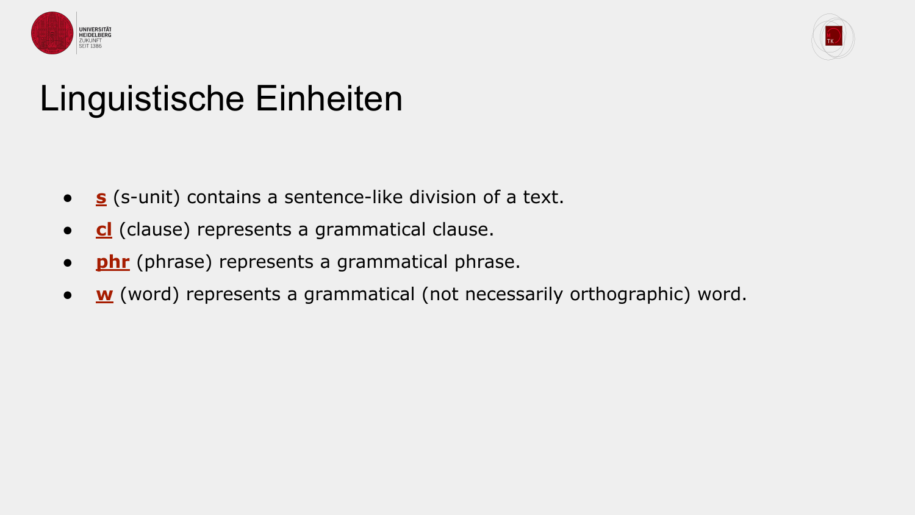# Linguistische Einheiten

- **s** (s-unit) contains a sentence-like division of a text.
- **cl** (clause) represents a grammatical clause.
- **phr** (phrase) represents a grammatical phrase.
- **w** (word) represents a grammatical (not necessarily orthographic) word.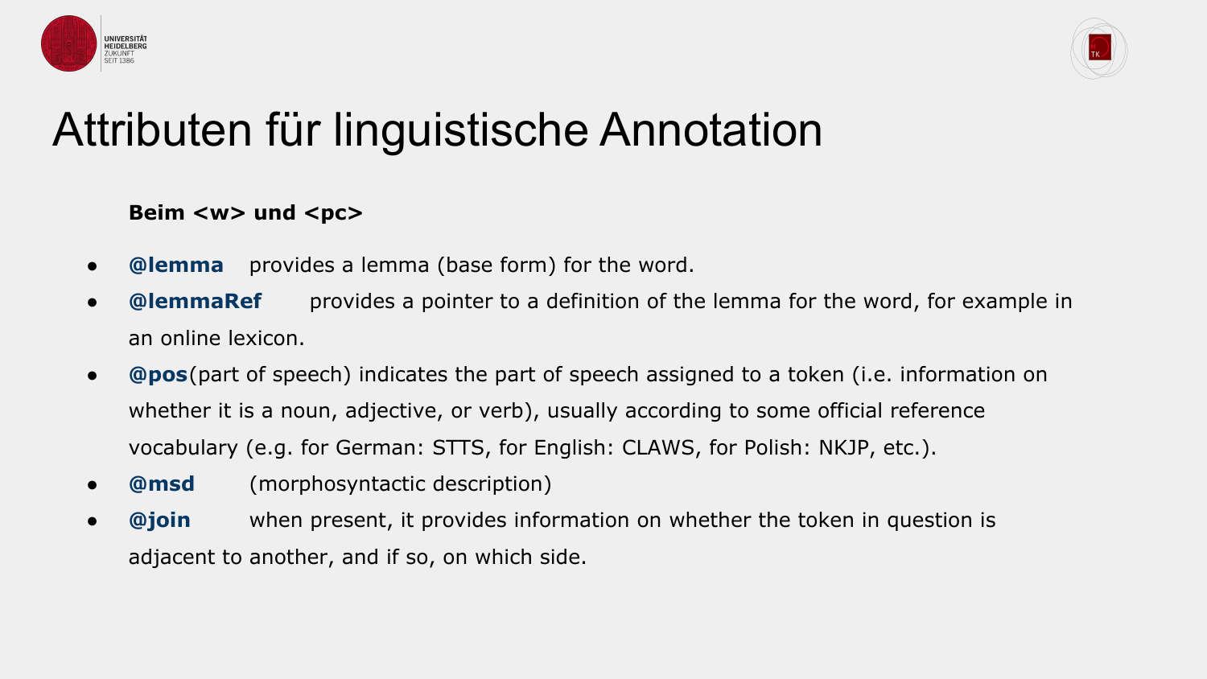# Attributen für linguistische Annotation

**Beim <w> und <pc>**

- **@lemma** provides a lemma (base form) for the word.
- **@lemmaRef** provides a pointer to a definition of the lemma for the word, for example in an online lexicon.
- **@pos**(part of speech) indicates the part of speech assigned to a token (i.e. information on whether it is a noun, adjective, or verb), usually according to some official reference vocabulary (e.g. for German: STTS, for English: CLAWS, for Polish: NKJP, etc.).
- **@msd** (morphosyntactic description)
- **@join** when present, it provides information on whether the token in question is adjacent to another, and if so, on which side.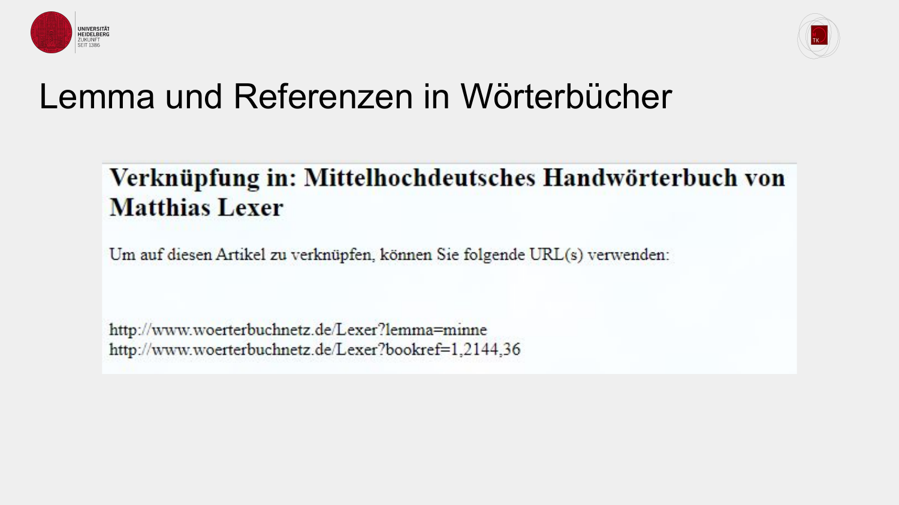# Lemma und Referenzen in Wörterbücher

## Verknüpfung in: Mittelhochdeutsches Handwörterbuch von Matthias Lexer

Um auf diesen Artikel zu verknüpfen, können Sie folgende URL(s) verwenden:

http://www.woerterbuchnetz.de/Lexer?lemma=minne
http://www.woerterbuchnetz.de/Lexer?bookref=1,2144,36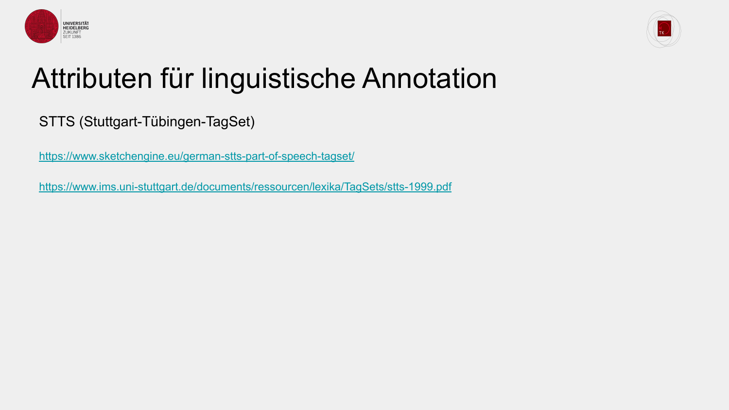# Attributen für linguistische Annotation

STTS (Stuttgart-Tübingen-TagSet)

https://www.sketchengine.eu/german-stts-part-of-speech-tagset/

https://www.ims.uni-stuttgart.de/documents/ressourcen/lexika/TagSets/stts-1999.pdf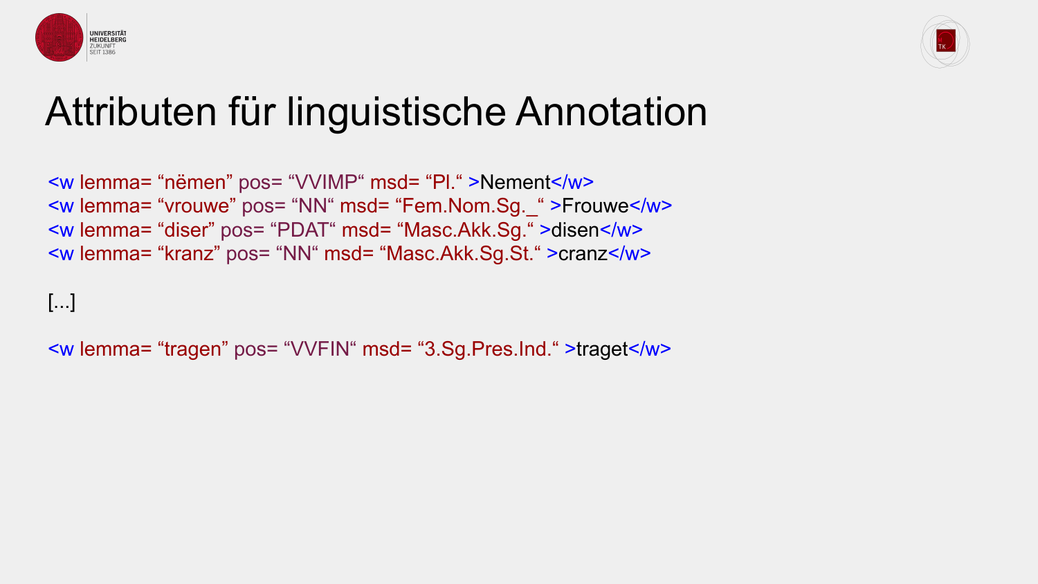# Attributen für linguistische Annotation

```
<w lemma= “nëmen” pos= “VVIMP“ msd= “Pl.“ >Nement</w>
<w lemma= “vrouwe” pos= “NN“ msd= “Fem.Nom.Sg._“ >Frouwe</w>
<w lemma= “diser” pos= “PDAT“ msd= “Masc.Akk.Sg.“ >disen</w>
<w lemma= “kranz” pos= “NN“ msd= “Masc.Akk.Sg.St.“ >cranz</w>

[...]

<w lemma= “tragen” pos= “VVFIN“ msd= “3.Sg.Pres.Ind.“ >traget</w>
```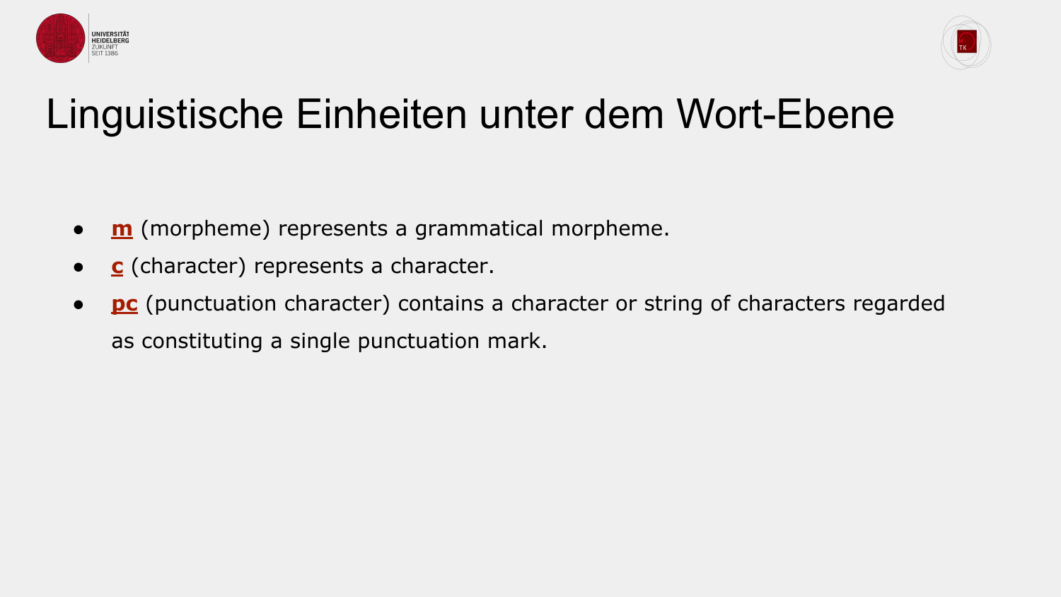# Linguistische Einheiten unter dem Wort-Ebene

- **m** (morpheme) represents a grammatical morpheme.
- **c** (character) represents a character.
- **pc** (punctuation character) contains a character or string of characters regarded as constituting a single punctuation mark.